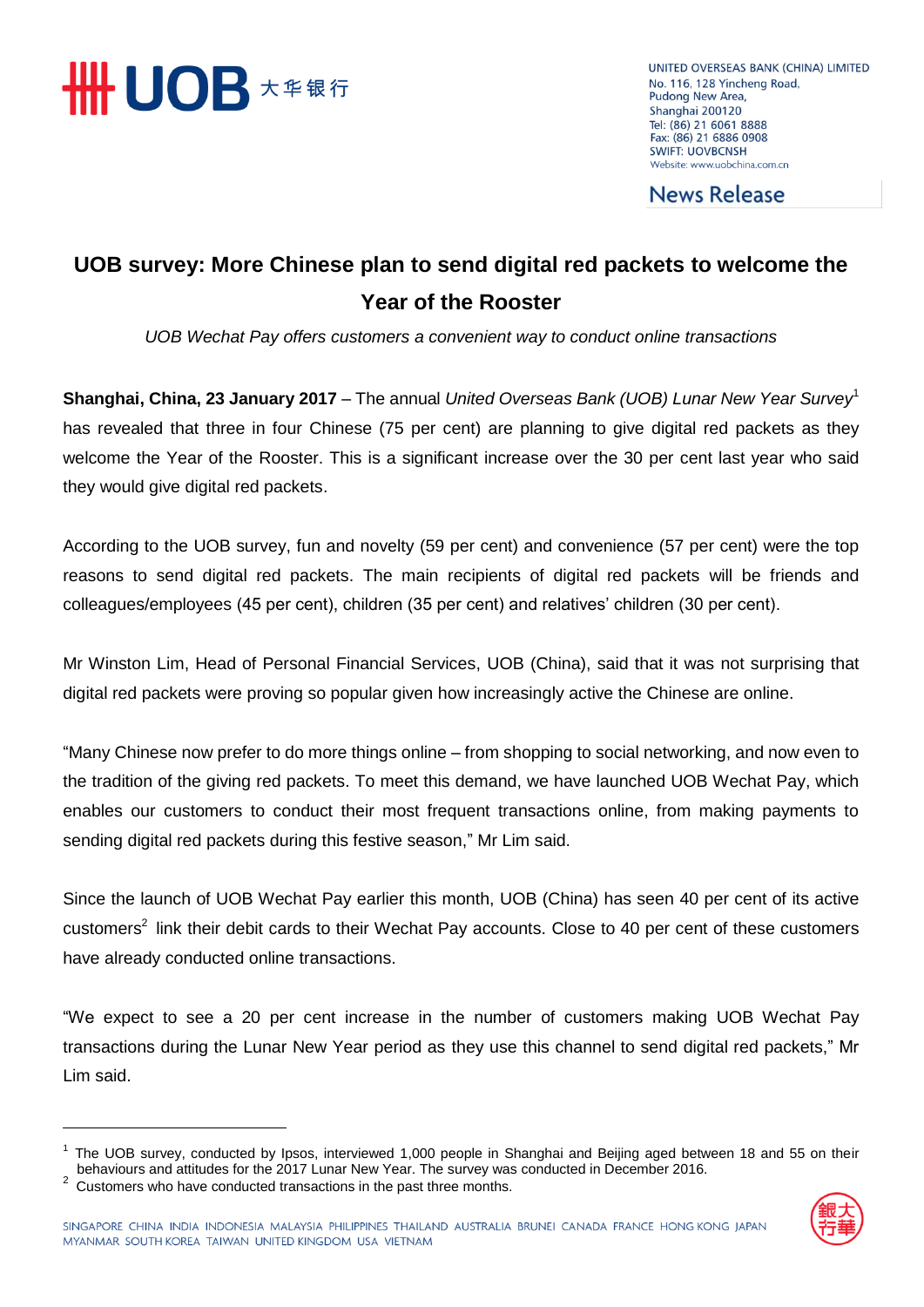UNITED OVERSEAS BANK (CHINA) LIMITED
No. 116, 128 Yincheng Road,
Pudong New Area,
Shanghai 200120
Tel: (86) 21 6061 8888
Fax: (86) 21 6886 0908
SWIFT: UOVBCNSH
Website: www.uobchina.com.cn

**News Release**

# UOB survey: More Chinese plan to send digital red packets to welcome the Year of the Rooster

*UOB Wechat Pay offers customers a convenient way to conduct online transactions*

**Shanghai, China, 23 January 2017** – The annual *United Overseas Bank (UOB) Lunar New Year Survey*[1] has revealed that three in four Chinese (75 per cent) are planning to give digital red packets as they welcome the Year of the Rooster. This is a significant increase over the 30 per cent last year who said they would give digital red packets.

According to the UOB survey, fun and novelty (59 per cent) and convenience (57 per cent) were the top reasons to send digital red packets. The main recipients of digital red packets will be friends and colleagues/employees (45 per cent), children (35 per cent) and relatives' children (30 per cent).

Mr Winston Lim, Head of Personal Financial Services, UOB (China), said that it was not surprising that digital red packets were proving so popular given how increasingly active the Chinese are online.

"Many Chinese now prefer to do more things online – from shopping to social networking, and now even to the tradition of the giving red packets. To meet this demand, we have launched UOB Wechat Pay, which enables our customers to conduct their most frequent transactions online, from making payments to sending digital red packets during this festive season," Mr Lim said.

Since the launch of UOB Wechat Pay earlier this month, UOB (China) has seen 40 per cent of its active customers[2] link their debit cards to their Wechat Pay accounts. Close to 40 per cent of these customers have already conducted online transactions.

"We expect to see a 20 per cent increase in the number of customers making UOB Wechat Pay transactions during the Lunar New Year period as they use this channel to send digital red packets," Mr Lim said.

---

[1] The UOB survey, conducted by Ipsos, interviewed 1,000 people in Shanghai and Beijing aged between 18 and 55 on their behaviours and attitudes for the 2017 Lunar New Year. The survey was conducted in December 2016.

[2] Customers who have conducted transactions in the past three months.

SINGAPORE CHINA INDIA INDONESIA MALAYSIA PHILIPPINES THAILAND AUSTRALIA BRUNEI CANADA FRANCE HONG KONG JAPAN MYANMAR SOUTH KOREA TAIWAN UNITED KINGDOM USA VIETNAM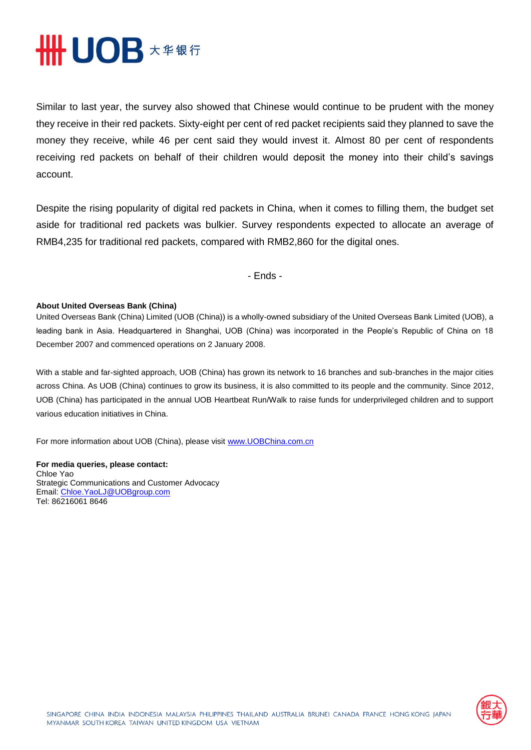Similar to last year, the survey also showed that Chinese would continue to be prudent with the money they receive in their red packets. Sixty-eight per cent of red packet recipients said they planned to save the money they receive, while 46 per cent said they would invest it. Almost 80 per cent of respondents receiving red packets on behalf of their children would deposit the money into their child's savings account.

Despite the rising popularity of digital red packets in China, when it comes to filling them, the budget set aside for traditional red packets was bulkier. Survey respondents expected to allocate an average of RMB4,235 for traditional red packets, compared with RMB2,860 for the digital ones.

- Ends -

**About United Overseas Bank (China)**

United Overseas Bank (China) Limited (UOB (China)) is a wholly-owned subsidiary of the United Overseas Bank Limited (UOB), a leading bank in Asia. Headquartered in Shanghai, UOB (China) was incorporated in the People's Republic of China on 18 December 2007 and commenced operations on 2 January 2008.

With a stable and far-sighted approach, UOB (China) has grown its network to 16 branches and sub-branches in the major cities across China. As UOB (China) continues to grow its business, it is also committed to its people and the community. Since 2012, UOB (China) has participated in the annual UOB Heartbeat Run/Walk to raise funds for underprivileged children and to support various education initiatives in China.

For more information about UOB (China), please visit www.UOBChina.com.cn

**For media queries, please contact:**
Chloe Yao
Strategic Communications and Customer Advocacy
Email: Chloe.YaoLJ@UOBgroup.com
Tel: 86216061 8646